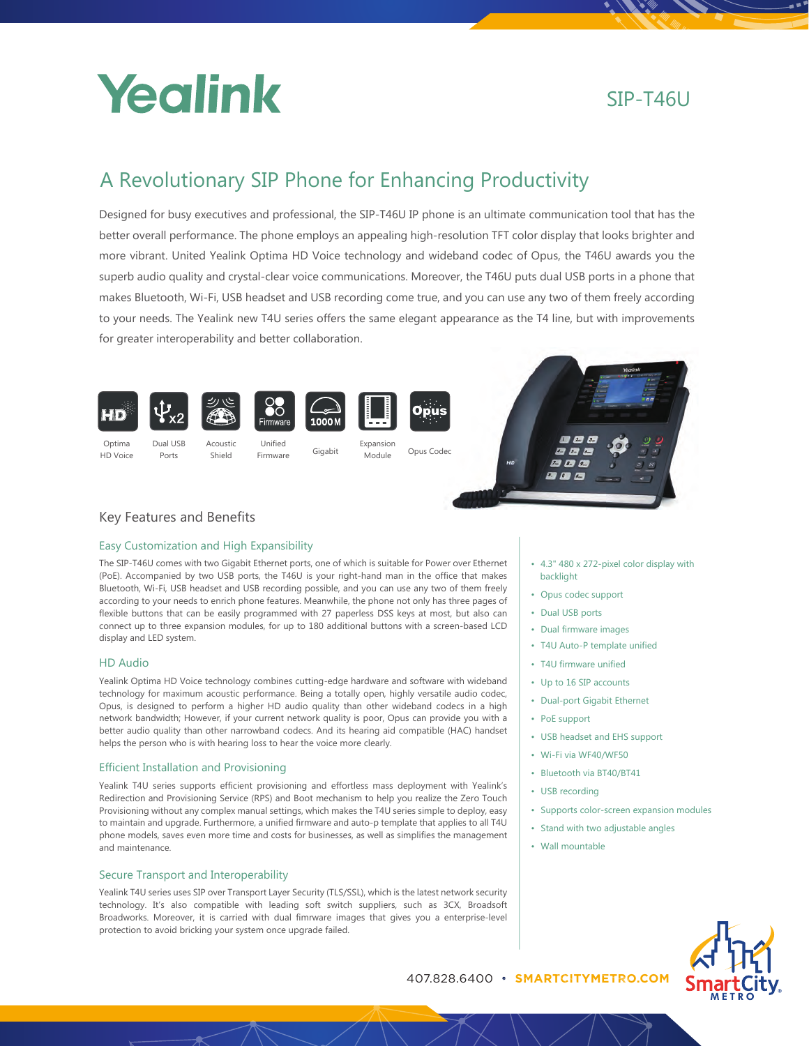# Yealink

SIP-T46U

## A Revolutionary SIP Phone for Enhancing Productivity

Designed for busy executives and professional, the SIP-T46U IP phone is an ultimate communication tool that has the better overall performance. The phone employs an appealing high-resolution TFT color display that looks brighter and more vibrant. United Yealink Optima HD Voice technology and wideband codec of Opus, the T46U awards you the superb audio quality and crystal-clear voice communications. Moreover, the T46U puts dual USB ports in a phone that makes Bluetooth, Wi-Fi, USB headset and USB recording come true, and you can use any two of them freely according to your needs. The Yealink new T4U series offers the same elegant appearance as the T4 line, but with improvements for greater interoperability and better collaboration.

Optima HD Voice | Dual USB Ports | Acoustic Shield | Unified Firmware | Gigabit | Expansion Module | Opus Codec

## Key Features and Benefits

### Easy Customization and High Expansibility

The SIP-T46U comes with two Gigabit Ethernet ports, one of which is suitable for Power over Ethernet (PoE). Accompanied by two USB ports, the T46U is your right-hand man in the office that makes Bluetooth, Wi-Fi, USB headset and USB recording possible, and you can use any two of them freely according to your needs to enrich phone features. Meanwhile, the phone not only has three pages of flexible buttons that can be easily programmed with 27 paperless DSS keys at most, but also can connect up to three expansion modules, for up to 180 additional buttons with a screen-based LCD display and LED system.

### HD Audio

Yealink Optima HD Voice technology combines cutting-edge hardware and software with wideband technology for maximum acoustic performance. Being a totally open, highly versatile audio codec, Opus, is designed to perform a higher HD audio quality than other wideband codecs in a high network bandwidth; However, if your current network quality is poor, Opus can provide you with a better audio quality than other narrowband codecs. And its hearing aid compatible (HAC) handset helps the person who is with hearing loss to hear the voice more clearly.

### Efficient Installation and Provisioning

Yealink T4U series supports efficient provisioning and effortless mass deployment with Yealink's Redirection and Provisioning Service (RPS) and Boot mechanism to help you realize the Zero Touch Provisioning without any complex manual settings, which makes the T4U series simple to deploy, easy to maintain and upgrade. Furthermore, a unified firmware and auto-p template that applies to all T4U phone models, saves even more time and costs for businesses, as well as simplifies the management and maintenance.

### Secure Transport and Interoperability

Yealink T4U series uses SIP over Transport Layer Security (TLS/SSL), which is the latest network security technology. It's also compatible with leading soft switch suppliers, such as 3CX, Broadsoft Broadworks. Moreover, it is carried with dual fimrware images that gives you a enterprise-level protection to avoid bricking your system once upgrade failed.

- 4.3" 480 x 272-pixel color display with backlight
- Opus codec support
- Dual USB ports
- Dual firmware images
- T4U Auto-P template unified
- T4U firmware unified
- Up to 16 SIP accounts
- Dual-port Gigabit Ethernet
- PoE support
- USB headset and EHS support
- Wi-Fi via WF40/WF50
- Bluetooth via BT40/BT41
- USB recording
- Supports color-screen expansion modules
- Stand with two adjustable angles
- Wall mountable

407.828.6400 • SMARTCITYMETRO.COM

SmartCity METRO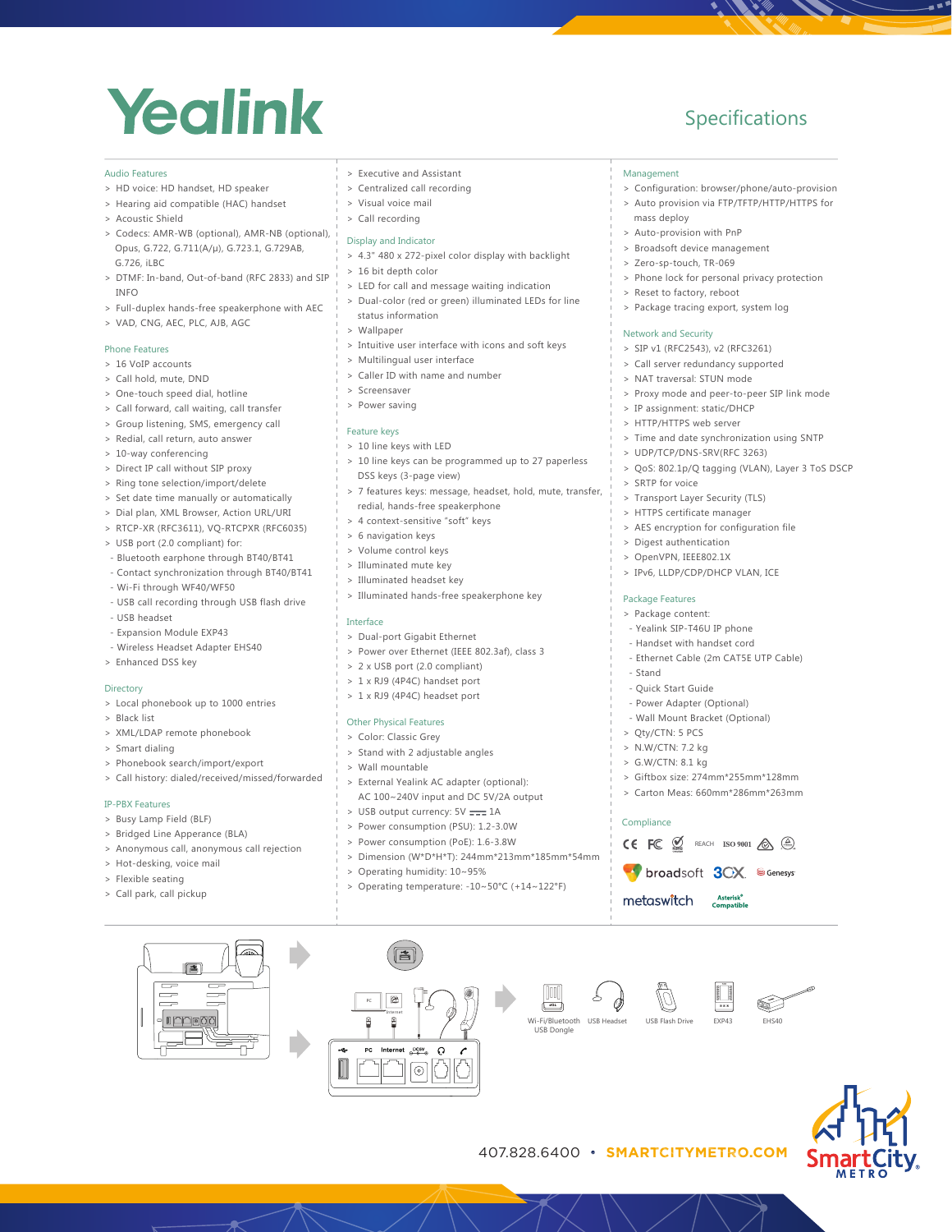# Yealink

## Specifications

### Audio Features

- HD voice: HD handset, HD speaker
- Hearing aid compatible (HAC) handset
- Acoustic Shield
- Codecs: AMR-WB (optional), AMR-NB (optional), Opus, G.722, G.711(A/μ), G.723.1, G.729AB, G.726, iLBC
- DTMF: In-band, Out-of-band (RFC 2833) and SIP INFO
- Full-duplex hands-free speakerphone with AEC
- VAD, CNG, AEC, PLC, AJB, AGC

### Phone Features

- 16 VoIP accounts
- Call hold, mute, DND
- One-touch speed dial, hotline
- Call forward, call waiting, call transfer
- Group listening, SMS, emergency call
- Redial, call return, auto answer
- 10-way conferencing
- Direct IP call without SIP proxy
- Ring tone selection/import/delete
- Set date time manually or automatically
- Dial plan, XML Browser, Action URL/URI
- RTCP-XR (RFC3611), VQ-RTCPXR (RFC6035)
- USB port (2.0 compliant) for:
  - Bluetooth earphone through BT40/BT41
  - Contact synchronization through BT40/BT41
  - Wi-Fi through WF40/WF50
  - USB call recording through USB flash drive
  - USB headset
  - Expansion Module EXP43
  - Wireless Headset Adapter EHS40
- Enhanced DSS key

### Directory

- Local phonebook up to 1000 entries
- Black list
- XML/LDAP remote phonebook
- Smart dialing
- Phonebook search/import/export
- Call history: dialed/received/missed/forwarded

### IP-PBX Features

- Busy Lamp Field (BLF)
- Bridged Line Apperance (BLA)
- Anonymous call, anonymous call rejection
- Hot-desking, voice mail
- Flexible seating
- Call park, call pickup
- Executive and Assistant
- Centralized call recording
- Visual voice mail
- Call recording

### Display and Indicator

- 4.3" 480 x 272-pixel color display with backlight
- 16 bit depth color
- LED for call and message waiting indication
- Dual-color (red or green) illuminated LEDs for line status information
- Wallpaper
- Intuitive user interface with icons and soft keys
- Multilingual user interface
- Caller ID with name and number
- Screensaver
- Power saving

### Feature keys

- 10 line keys with LED
- 10 line keys can be programmed up to 27 paperless DSS keys (3-page view)
- 7 features keys: message, headset, hold, mute, transfer, redial, hands-free speakerphone
- 4 context-sensitive "soft" keys
- 6 navigation keys
- Volume control keys
- Illuminated mute key
- Illuminated headset key
- Illuminated hands-free speakerphone key

### Interface

- Dual-port Gigabit Ethernet
- Power over Ethernet (IEEE 802.3af), class 3
- 2 x USB port (2.0 compliant)
- 1 x RJ9 (4P4C) handset port
- 1 x RJ9 (4P4C) headset port

### Other Physical Features

- Color: Classic Grey
- Stand with 2 adjustable angles
- Wall mountable
- External Yealink AC adapter (optional): AC 100~240V input and DC 5V/2A output
- USB output currency: 5V ⎓ 1A
- Power consumption (PSU): 1.2-3.0W
- Power consumption (PoE): 1.6-3.8W
- Dimension (W*D*H*T): 244mm*213mm*185mm*54mm
- Operating humidity: 10~95%
- Operating temperature: -10~50°C (+14~122°F)

### Management

- Configuration: browser/phone/auto-provision
- Auto provision via FTP/TFTP/HTTP/HTTPS for mass deploy
- Auto-provision with PnP
- Broadsoft device management
- Zero-sp-touch, TR-069
- Phone lock for personal privacy protection
- Reset to factory, reboot
- Package tracing export, system log

### Network and Security

- SIP v1 (RFC2543), v2 (RFC3261)
- Call server redundancy supported
- NAT traversal: STUN mode
- Proxy mode and peer-to-peer SIP link mode
- IP assignment: static/DHCP
- HTTP/HTTPS web server
- Time and date synchronization using SNTP
- UDP/TCP/DNS-SRV(RFC 3263)
- QoS: 802.1p/Q tagging (VLAN), Layer 3 ToS DSCP
- SRTP for voice
- Transport Layer Security (TLS)
- HTTPS certificate manager
- AES encryption for configuration file
- Digest authentication
- OpenVPN, IEEE802.1X
- IPv6, LLDP/CDP/DHCP VLAN, ICE

### Package Features

- Package content:
  - Yealink SIP-T46U IP phone
  - Handset with handset cord
  - Ethernet Cable (2m CAT5E UTP Cable)
  - Stand
  - Quick Start Guide
  - Power Adapter (Optional)
  - Wall Mount Bracket (Optional)
- Qty/CTN: 5 PCS
- N.W/CTN: 7.2 kg
- G.W/CTN: 8.1 kg
- Giftbox size: 274mm*255mm*128mm
- Carton Meas: 660mm*286mm*263mm

### Compliance

CE FC REACH ISO 9001

broadsoft 3CX Genesys

metaswitch Asterisk® Compatible

PC Internet DC5V

Wi-Fi/Bluetooth USB Dongle

USB Headset

USB Flash Drive

EXP43

EHS40

407.828.6400 • SMARTCITYMETRO.COM

SmartCity METRO